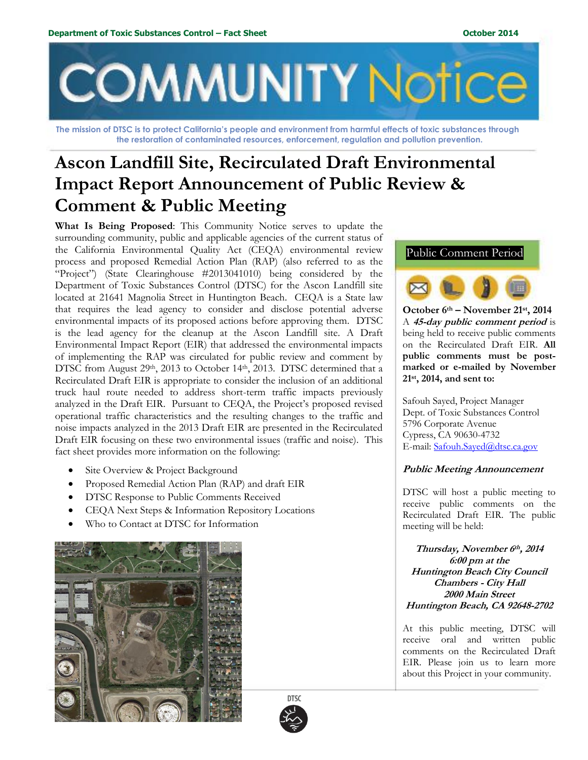Department of Toxic Substances Control – Fact Sheet

October 2014

# COMMUNITY Notice

The mission of DTSC is to protect California's people and environment from harmful effects of toxic substances through the restoration of contaminated resources, enforcement, regulation and pollution prevention.

# Ascon Landfill Site, Recirculated Draft Environmental Impact Report Announcement of Public Review & Comment & Public Meeting

**What Is Being Proposed**: This Community Notice serves to update the surrounding community, public and applicable agencies of the current status of the California Environmental Quality Act (CEQA) environmental review process and proposed Remedial Action Plan (RAP) (also referred to as the "Project") (State Clearinghouse #2013041010) being considered by the Department of Toxic Substances Control (DTSC) for the Ascon Landfill site located at 21641 Magnolia Street in Huntington Beach. CEQA is a State law that requires the lead agency to consider and disclose potential adverse environmental impacts of its proposed actions before approving them. DTSC is the lead agency for the cleanup at the Ascon Landfill site. A Draft Environmental Impact Report (EIR) that addressed the environmental impacts of implementing the RAP was circulated for public review and comment by DTSC from August 29th, 2013 to October 14th, 2013. DTSC determined that a Recirculated Draft EIR is appropriate to consider the inclusion of an additional truck haul route needed to address short-term traffic impacts previously analyzed in the Draft EIR. Pursuant to CEQA, the Project's proposed revised operational traffic characteristics and the resulting changes to the traffic and noise impacts analyzed in the 2013 Draft EIR are presented in the Recirculated Draft EIR focusing on these two environmental issues (traffic and noise). This fact sheet provides more information on the following:

- Site Overview & Project Background
- Proposed Remedial Action Plan (RAP) and draft EIR
- DTSC Response to Public Comments Received
- CEQA Next Steps & Information Repository Locations
- Who to Contact at DTSC for Information

## Public Comment Period

**October 6th – November 21st, 2014**

A ***45-day public comment period*** is being held to receive public comments on the Recirculated Draft EIR. **All public comments must be post-marked or e-mailed by November 21st, 2014, and sent to:**

Safouh Sayed, Project Manager
Dept. of Toxic Substances Control
5796 Corporate Avenue
Cypress, CA 90630-4732
E-mail: Safouh.Sayed@dtsc.ca.gov

### *Public Meeting Announcement*

DTSC will host a public meeting to receive public comments on the Recirculated Draft EIR. The public meeting will be held:

***Thursday, November 6th, 2014***
***6:00 pm at the***
***Huntington Beach City Council Chambers - City Hall***
***2000 Main Street***
***Huntington Beach, CA 92648-2702***

At this public meeting, DTSC will receive oral and written public comments on the Recirculated Draft EIR. Please join us to learn more about this Project in your community.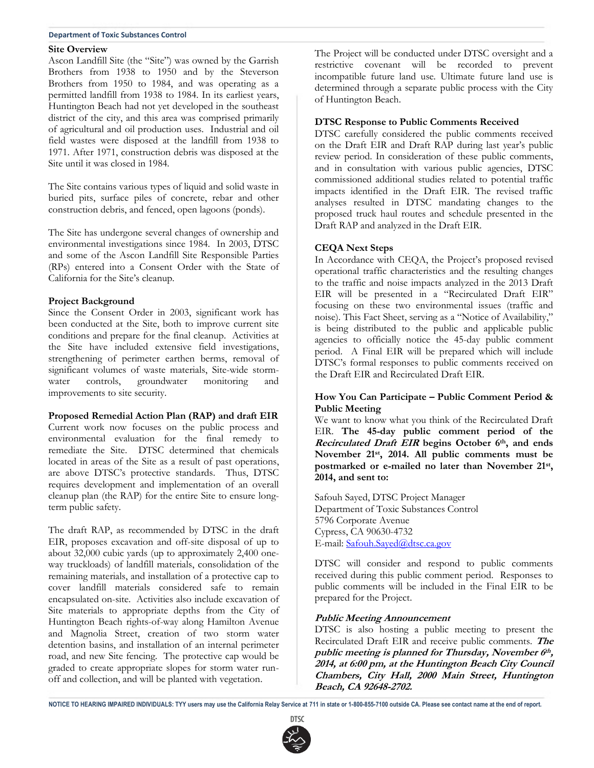## Site Overview

Ascon Landfill Site (the "Site") was owned by the Garrish Brothers from 1938 to 1950 and by the Steverson Brothers from 1950 to 1984, and was operating as a permitted landfill from 1938 to 1984. In its earliest years, Huntington Beach had not yet developed in the southeast district of the city, and this area was comprised primarily of agricultural and oil production uses. Industrial and oil field wastes were disposed at the landfill from 1938 to 1971. After 1971, construction debris was disposed at the Site until it was closed in 1984.

The Site contains various types of liquid and solid waste in buried pits, surface piles of concrete, rebar and other construction debris, and fenced, open lagoons (ponds).

The Site has undergone several changes of ownership and environmental investigations since 1984. In 2003, DTSC and some of the Ascon Landfill Site Responsible Parties (RPs) entered into a Consent Order with the State of California for the Site's cleanup.

## Project Background

Since the Consent Order in 2003, significant work has been conducted at the Site, both to improve current site conditions and prepare for the final cleanup. Activities at the Site have included extensive field investigations, strengthening of perimeter earthen berms, removal of significant volumes of waste materials, Site-wide storm-water controls, groundwater monitoring and improvements to site security.

## Proposed Remedial Action Plan (RAP) and draft EIR

Current work now focuses on the public process and environmental evaluation for the final remedy to remediate the Site. DTSC determined that chemicals located in areas of the Site as a result of past operations, are above DTSC's protective standards. Thus, DTSC requires development and implementation of an overall cleanup plan (the RAP) for the entire Site to ensure long-term public safety.

The draft RAP, as recommended by DTSC in the draft EIR, proposes excavation and off-site disposal of up to about 32,000 cubic yards (up to approximately 2,400 one-way truckloads) of landfill materials, consolidation of the remaining materials, and installation of a protective cap to cover landfill materials considered safe to remain encapsulated on-site. Activities also include excavation of Site materials to appropriate depths from the City of Huntington Beach rights-of-way along Hamilton Avenue and Magnolia Street, creation of two storm water detention basins, and installation of an internal perimeter road, and new Site fencing. The protective cap would be graded to create appropriate slopes for storm water run-off and collection, and will be planted with vegetation.

The Project will be conducted under DTSC oversight and a restrictive covenant will be recorded to prevent incompatible future land use. Ultimate future land use is determined through a separate public process with the City of Huntington Beach.

## DTSC Response to Public Comments Received

DTSC carefully considered the public comments received on the Draft EIR and Draft RAP during last year's public review period. In consideration of these public comments, and in consultation with various public agencies, DTSC commissioned additional studies related to potential traffic impacts identified in the Draft EIR. The revised traffic analyses resulted in DTSC mandating changes to the proposed truck haul routes and schedule presented in the Draft RAP and analyzed in the Draft EIR.

## CEQA Next Steps

In Accordance with CEQA, the Project's proposed revised operational traffic characteristics and the resulting changes to the traffic and noise impacts analyzed in the 2013 Draft EIR will be presented in a "Recirculated Draft EIR" focusing on these two environmental issues (traffic and noise). This Fact Sheet, serving as a "Notice of Availability," is being distributed to the public and applicable public agencies to officially notice the 45-day public comment period. A Final EIR will be prepared which will include DTSC's formal responses to public comments received on the Draft EIR and Recirculated Draft EIR.

## How You Can Participate – Public Comment Period & Public Meeting

We want to know what you think of the Recirculated Draft EIR. **The 45-day public comment period of the *Recirculated Draft EIR* begins October 6th, and ends November 21st, 2014. All public comments must be postmarked or e-mailed no later than November 21st, 2014, and sent to:**

Safouh Sayed, DTSC Project Manager
Department of Toxic Substances Control
5796 Corporate Avenue
Cypress, CA 90630-4732
E-mail: Safouh.Sayed@dtsc.ca.gov

DTSC will consider and respond to public comments received during this public comment period. Responses to public comments will be included in the Final EIR to be prepared for the Project.

### *Public Meeting Announcement*

DTSC is also hosting a public meeting to present the Recirculated Draft EIR and receive public comments. ***The public meeting is planned for Thursday, November 6th, 2014, at 6:00 pm, at the Huntington Beach City Council Chambers, City Hall, 2000 Main Street, Huntington Beach, CA 92648-2702.***

**NOTICE TO HEARING IMPAIRED INDIVIDUALS: TYY users may use the California Relay Service at 711 in state or 1-800-855-7100 outside CA. Please see contact name at the end of report.**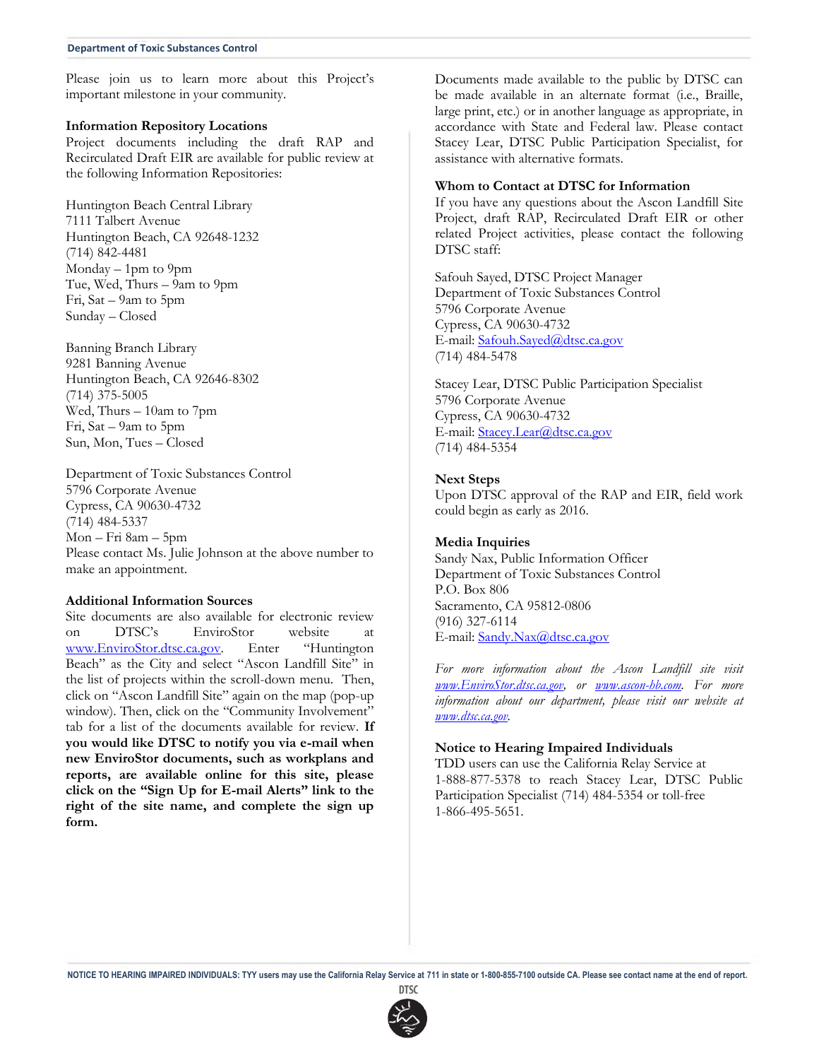Please join us to learn more about this Project's important milestone in your community.

### Information Repository Locations

Project documents including the draft RAP and Recirculated Draft EIR are available for public review at the following Information Repositories:

Huntington Beach Central Library
7111 Talbert Avenue
Huntington Beach, CA 92648-1232
(714) 842-4481
Monday – 1pm to 9pm
Tue, Wed, Thurs – 9am to 9pm
Fri, Sat – 9am to 5pm
Sunday – Closed

Banning Branch Library
9281 Banning Avenue
Huntington Beach, CA 92646-8302
(714) 375-5005
Wed, Thurs – 10am to 7pm
Fri, Sat – 9am to 5pm
Sun, Mon, Tues – Closed

Department of Toxic Substances Control
5796 Corporate Avenue
Cypress, CA 90630-4732
(714) 484-5337
Mon – Fri 8am – 5pm
Please contact Ms. Julie Johnson at the above number to make an appointment.

### Additional Information Sources

Site documents are also available for electronic review on DTSC's EnviroStor website at www.EnviroStor.dtsc.ca.gov. Enter "Huntington Beach" as the City and select "Ascon Landfill Site" in the list of projects within the scroll-down menu. Then, click on "Ascon Landfill Site" again on the map (pop-up window). Then, click on the "Community Involvement" tab for a list of the documents available for review. **If you would like DTSC to notify you via e-mail when new EnviroStor documents, such as workplans and reports, are available online for this site, please click on the "Sign Up for E-mail Alerts" link to the right of the site name, and complete the sign up form.**

Documents made available to the public by DTSC can be made available in an alternate format (i.e., Braille, large print, etc.) or in another language as appropriate, in accordance with State and Federal law. Please contact Stacey Lear, DTSC Public Participation Specialist, for assistance with alternative formats.

### Whom to Contact at DTSC for Information

If you have any questions about the Ascon Landfill Site Project, draft RAP, Recirculated Draft EIR or other related Project activities, please contact the following DTSC staff:

Safouh Sayed, DTSC Project Manager
Department of Toxic Substances Control
5796 Corporate Avenue
Cypress, CA 90630-4732
E-mail: Safouh.Sayed@dtsc.ca.gov
(714) 484-5478

Stacey Lear, DTSC Public Participation Specialist
5796 Corporate Avenue
Cypress, CA 90630-4732
E-mail: Stacey.Lear@dtsc.ca.gov
(714) 484-5354

### Next Steps

Upon DTSC approval of the RAP and EIR, field work could begin as early as 2016.

### Media Inquiries

Sandy Nax, Public Information Officer
Department of Toxic Substances Control
P.O. Box 806
Sacramento, CA 95812-0806
(916) 327-6114
E-mail: Sandy.Nax@dtsc.ca.gov

*For more information about the Ascon Landfill site visit www.EnviroStor.dtsc.ca.gov, or www.ascon-hb.com. For more information about our department, please visit our website at www.dtsc.ca.gov.*

### Notice to Hearing Impaired Individuals

TDD users can use the California Relay Service at 1-888-877-5378 to reach Stacey Lear, DTSC Public Participation Specialist (714) 484-5354 or toll-free 1-866-495-5651.

**NOTICE TO HEARING IMPAIRED INDIVIDUALS: TYY users may use the California Relay Service at 711 in state or 1-800-855-7100 outside CA. Please see contact name at the end of report.**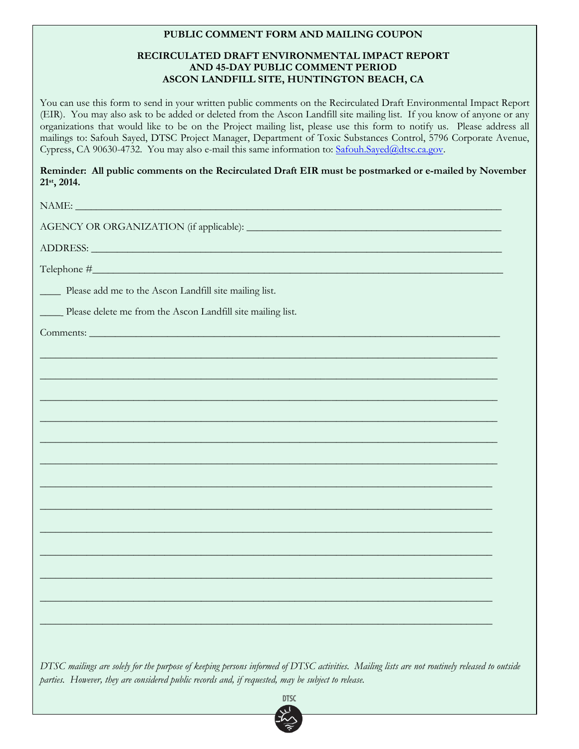**PUBLIC COMMENT FORM AND MAILING COUPON**

**RECIRCULATED DRAFT ENVIRONMENTAL IMPACT REPORT AND 45-DAY PUBLIC COMMENT PERIOD ASCON LANDFILL SITE, HUNTINGTON BEACH, CA**

You can use this form to send in your written public comments on the Recirculated Draft Environmental Impact Report (EIR). You may also ask to be added or deleted from the Ascon Landfill site mailing list. If you know of anyone or any organizations that would like to be on the Project mailing list, please use this form to notify us. Please address all mailings to: Safouh Sayed, DTSC Project Manager, Department of Toxic Substances Control, 5796 Corporate Avenue, Cypress, CA 90630-4732. You may also e-mail this same information to: Safouh.Sayed@dtsc.ca.gov.

**Reminder: All public comments on the Recirculated Draft EIR must be postmarked or e-mailed by November 21st, 2014.**

NAME: ____________________________________________________________

AGENCY OR ORGANIZATION (if applicable): ________________________________

ADDRESS: _________________________________________________________

Telephone #________________________________________________________

____ Please add me to the Ascon Landfill site mailing list.

____ Please delete me from the Ascon Landfill site mailing list.

Comments: ________________________________________________________

__________________________________________________________________

__________________________________________________________________

__________________________________________________________________

__________________________________________________________________

__________________________________________________________________

__________________________________________________________________

__________________________________________________________________

__________________________________________________________________

__________________________________________________________________

__________________________________________________________________

__________________________________________________________________

__________________________________________________________________

__________________________________________________________________

*DTSC mailings are solely for the purpose of keeping persons informed of DTSC activities. Mailing lists are not routinely released to outside parties. However, they are considered public records and, if requested, may be subject to release.*

DTSC